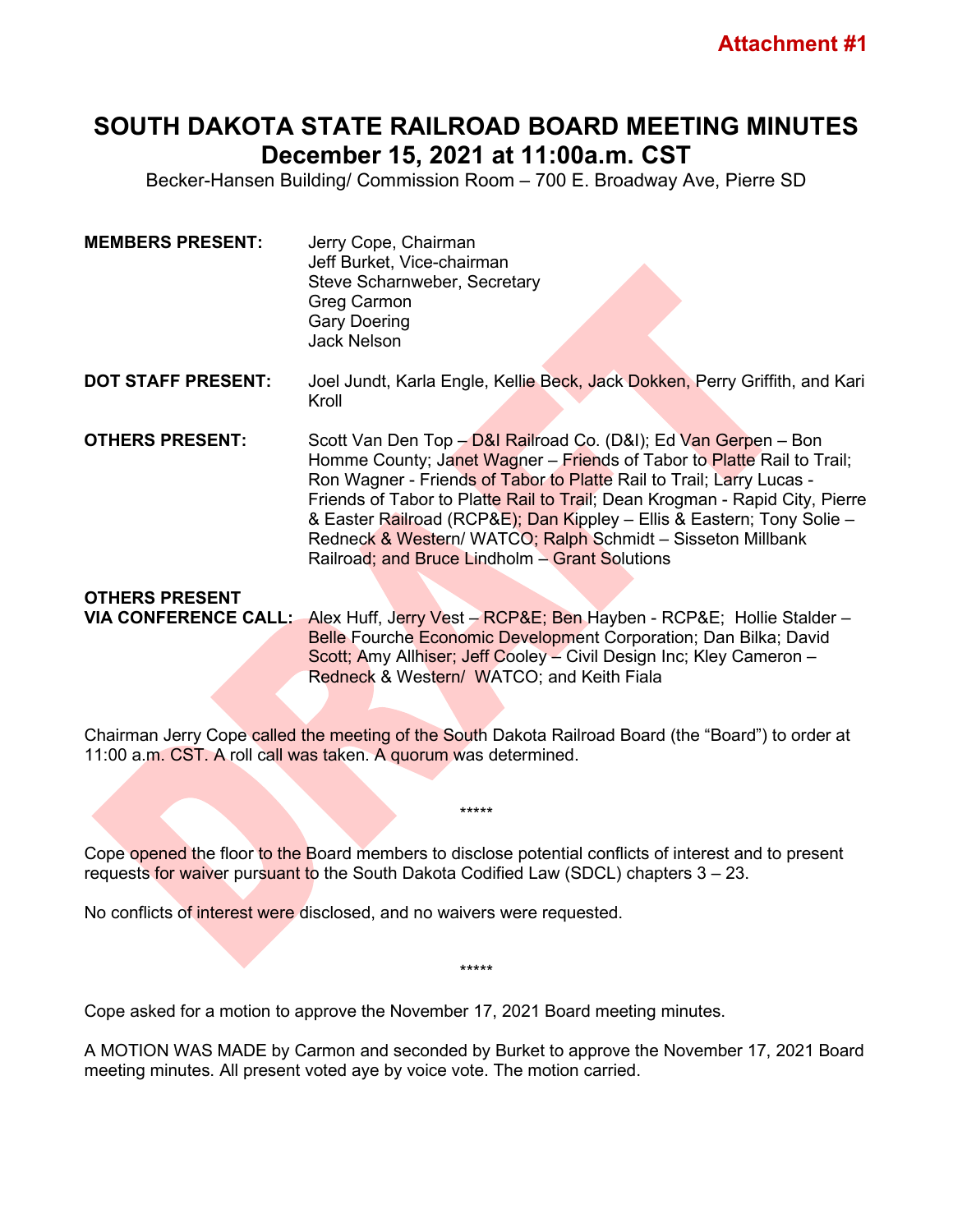Attachment #1

# SOUTH DAKOTA STATE RAILROAD BOARD MEETING MINUTES
## December 15, 2021 at 11:00a.m. CST

Becker-Hansen Building/ Commission Room – 700 E. Broadway Ave, Pierre SD

**MEMBERS PRESENT:** Jerry Cope, Chairman
Jeff Burket, Vice-chairman
Steve Scharnweber, Secretary
Greg Carmon
Gary Doering
Jack Nelson

**DOT STAFF PRESENT:** Joel Jundt, Karla Engle, Kellie Beck, Jack Dokken, Perry Griffith, and Kari Kroll

**OTHERS PRESENT:** Scott Van Den Top – D&I Railroad Co. (D&I); Ed Van Gerpen – Bon Homme County; Janet Wagner – Friends of Tabor to Platte Rail to Trail; Ron Wagner - Friends of Tabor to Platte Rail to Trail; Larry Lucas - Friends of Tabor to Platte Rail to Trail; Dean Krogman - Rapid City, Pierre & Easter Railroad (RCP&E); Dan Kippley – Ellis & Eastern; Tony Solie – Redneck & Western/ WATCO; Ralph Schmidt – Sisseton Millbank Railroad; and Bruce Lindholm – Grant Solutions

**OTHERS PRESENT VIA CONFERENCE CALL:** Alex Huff, Jerry Vest – RCP&E; Ben Hayben - RCP&E; Hollie Stalder – Belle Fourche Economic Development Corporation; Dan Bilka; David Scott; Amy Allhiser; Jeff Cooley – Civil Design Inc; Kley Cameron – Redneck & Western/ WATCO; and Keith Fiala

Chairman Jerry Cope called the meeting of the South Dakota Railroad Board (the "Board") to order at 11:00 a.m. CST. A roll call was taken. A quorum was determined.

*****

Cope opened the floor to the Board members to disclose potential conflicts of interest and to present requests for waiver pursuant to the South Dakota Codified Law (SDCL) chapters 3 – 23.

No conflicts of interest were disclosed, and no waivers were requested.

*****

Cope asked for a motion to approve the November 17, 2021 Board meeting minutes.

A MOTION WAS MADE by Carmon and seconded by Burket to approve the November 17, 2021 Board meeting minutes. All present voted aye by voice vote. The motion carried.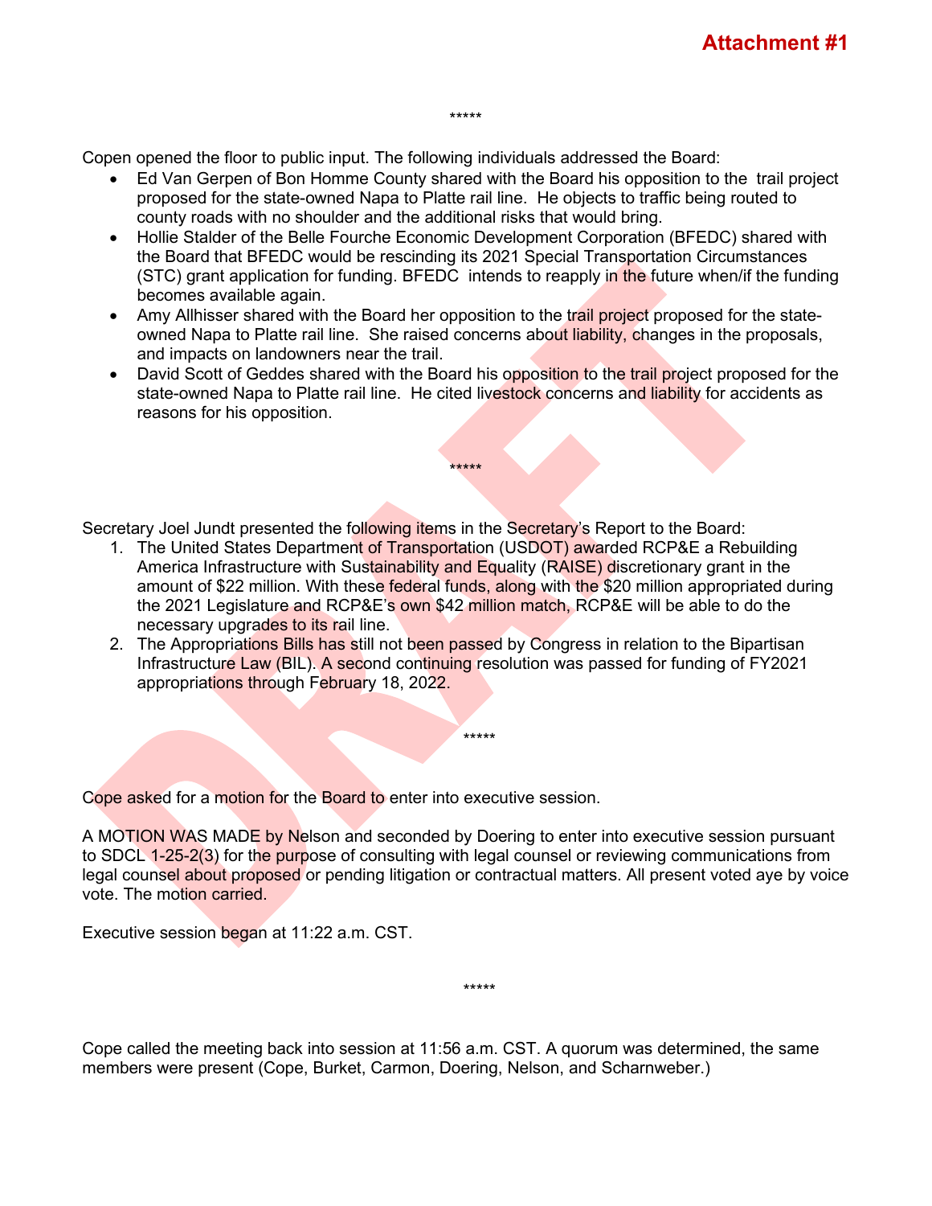**Attachment #1**

*****

Copen opened the floor to public input. The following individuals addressed the Board:

- Ed Van Gerpen of Bon Homme County shared with the Board his opposition to the trail project proposed for the state-owned Napa to Platte rail line. He objects to traffic being routed to county roads with no shoulder and the additional risks that would bring.
- Hollie Stalder of the Belle Fourche Economic Development Corporation (BFEDC) shared with the Board that BFEDC would be rescinding its 2021 Special Transportation Circumstances (STC) grant application for funding. BFEDC intends to reapply in the future when/if the funding becomes available again.
- Amy Allhisser shared with the Board her opposition to the trail project proposed for the state-owned Napa to Platte rail line. She raised concerns about liability, changes in the proposals, and impacts on landowners near the trail.
- David Scott of Geddes shared with the Board his opposition to the trail project proposed for the state-owned Napa to Platte rail line. He cited livestock concerns and liability for accidents as reasons for his opposition.

*****

Secretary Joel Jundt presented the following items in the Secretary's Report to the Board:

1. The United States Department of Transportation (USDOT) awarded RCP&E a Rebuilding America Infrastructure with Sustainability and Equality (RAISE) discretionary grant in the amount of $22 million. With these federal funds, along with the $20 million appropriated during the 2021 Legislature and RCP&E's own $42 million match, RCP&E will be able to do the necessary upgrades to its rail line.
2. The Appropriations Bills has still not been passed by Congress in relation to the Bipartisan Infrastructure Law (BIL). A second continuing resolution was passed for funding of FY2021 appropriations through February 18, 2022.

*****

Cope asked for a motion for the Board to enter into executive session.

A MOTION WAS MADE by Nelson and seconded by Doering to enter into executive session pursuant to SDCL 1-25-2(3) for the purpose of consulting with legal counsel or reviewing communications from legal counsel about proposed or pending litigation or contractual matters. All present voted aye by voice vote. The motion carried.

Executive session began at 11:22 a.m. CST.

*****

Cope called the meeting back into session at 11:56 a.m. CST. A quorum was determined, the same members were present (Cope, Burket, Carmon, Doering, Nelson, and Scharnweber.)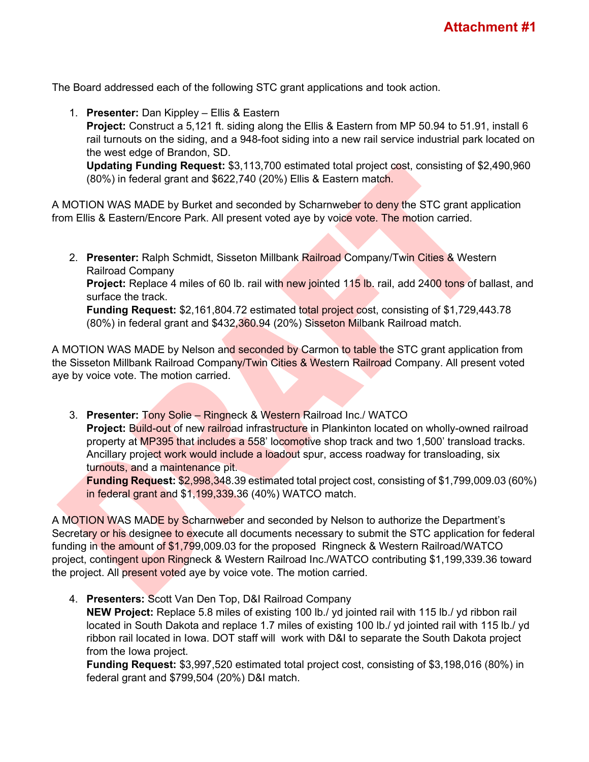**Attachment #1**

The Board addressed each of the following STC grant applications and took action.

1. **Presenter:** Dan Kippley – Ellis & Eastern
   **Project:** Construct a 5,121 ft. siding along the Ellis & Eastern from MP 50.94 to 51.91, install 6 rail turnouts on the siding, and a 948-foot siding into a new rail service industrial park located on the west edge of Brandon, SD.
   **Updating Funding Request:** $3,113,700 estimated total project cost, consisting of $2,490,960 (80%) in federal grant and $622,740 (20%) Ellis & Eastern match.

A MOTION WAS MADE by Burket and seconded by Scharnweber to deny the STC grant application from Ellis & Eastern/Encore Park. All present voted aye by voice vote. The motion carried.

2. **Presenter:** Ralph Schmidt, Sisseton Millbank Railroad Company/Twin Cities & Western Railroad Company
   **Project:** Replace 4 miles of 60 lb. rail with new jointed 115 lb. rail, add 2400 tons of ballast, and surface the track.
   **Funding Request:** $2,161,804.72 estimated total project cost, consisting of $1,729,443.78 (80%) in federal grant and $432,360.94 (20%) Sisseton Milbank Railroad match.

A MOTION WAS MADE by Nelson and seconded by Carmon to table the STC grant application from the Sisseton Millbank Railroad Company/Twin Cities & Western Railroad Company. All present voted aye by voice vote. The motion carried.

3. **Presenter:** Tony Solie – Ringneck & Western Railroad Inc./ WATCO
   **Project:** Build-out of new railroad infrastructure in Plankinton located on wholly-owned railroad property at MP395 that includes a 558' locomotive shop track and two 1,500' transload tracks. Ancillary project work would include a loadout spur, access roadway for transloading, six turnouts, and a maintenance pit.
   **Funding Request:** $2,998,348.39 estimated total project cost, consisting of $1,799,009.03 (60%) in federal grant and $1,199,339.36 (40%) WATCO match.

A MOTION WAS MADE by Scharnweber and seconded by Nelson to authorize the Department's Secretary or his designee to execute all documents necessary to submit the STC application for federal funding in the amount of $1,799,009.03 for the proposed Ringneck & Western Railroad/WATCO project, contingent upon Ringneck & Western Railroad Inc./WATCO contributing $1,199,339.36 toward the project. All present voted aye by voice vote. The motion carried.

4. **Presenters:** Scott Van Den Top, D&I Railroad Company
   **NEW Project:** Replace 5.8 miles of existing 100 lb./ yd jointed rail with 115 lb./ yd ribbon rail located in South Dakota and replace 1.7 miles of existing 100 lb./ yd jointed rail with 115 lb./ yd ribbon rail located in Iowa. DOT staff will work with D&I to separate the South Dakota project from the Iowa project.
   **Funding Request:** $3,997,520 estimated total project cost, consisting of $3,198,016 (80%) in federal grant and $799,504 (20%) D&I match.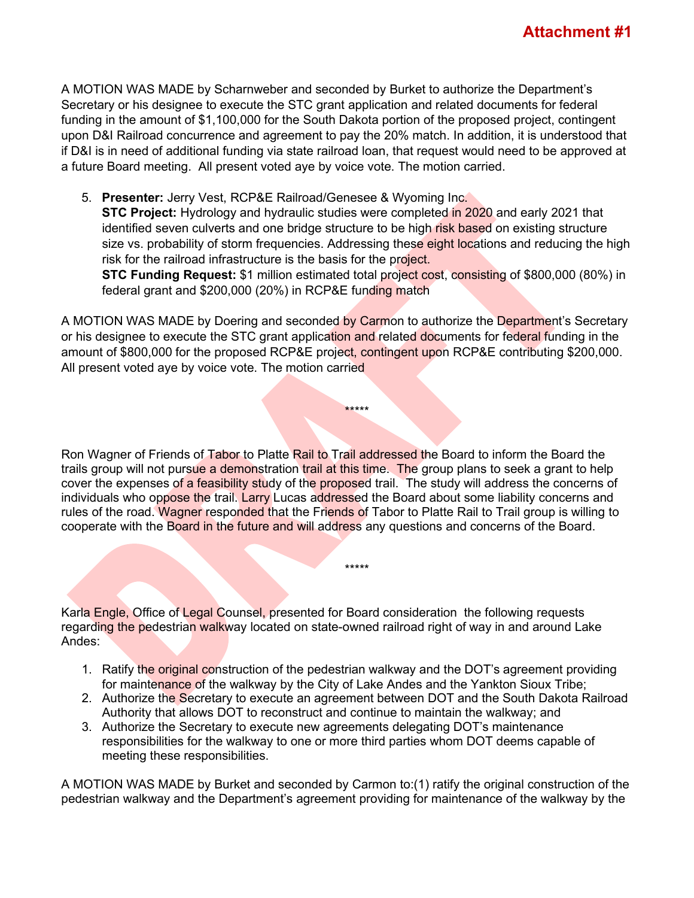**Attachment #1**

A MOTION WAS MADE by Scharnweber and seconded by Burket to authorize the Department's Secretary or his designee to execute the STC grant application and related documents for federal funding in the amount of $1,100,000 for the South Dakota portion of the proposed project, contingent upon D&I Railroad concurrence and agreement to pay the 20% match. In addition, it is understood that if D&I is in need of additional funding via state railroad loan, that request would need to be approved at a future Board meeting. All present voted aye by voice vote. The motion carried.

5. **Presenter:** Jerry Vest, RCP&E Railroad/Genesee & Wyoming Inc.
   **STC Project:** Hydrology and hydraulic studies were completed in 2020 and early 2021 that identified seven culverts and one bridge structure to be high risk based on existing structure size vs. probability of storm frequencies. Addressing these eight locations and reducing the high risk for the railroad infrastructure is the basis for the project.
   **STC Funding Request:** $1 million estimated total project cost, consisting of $800,000 (80%) in federal grant and $200,000 (20%) in RCP&E funding match

A MOTION WAS MADE by Doering and seconded by Carmon to authorize the Department's Secretary or his designee to execute the STC grant application and related documents for federal funding in the amount of $800,000 for the proposed RCP&E project, contingent upon RCP&E contributing $200,000. All present voted aye by voice vote. The motion carried

*****

Ron Wagner of Friends of Tabor to Platte Rail to Trail addressed the Board to inform the Board the trails group will not pursue a demonstration trail at this time. The group plans to seek a grant to help cover the expenses of a feasibility study of the proposed trail. The study will address the concerns of individuals who oppose the trail. Larry Lucas addressed the Board about some liability concerns and rules of the road. Wagner responded that the Friends of Tabor to Platte Rail to Trail group is willing to cooperate with the Board in the future and will address any questions and concerns of the Board.

*****

Karla Engle, Office of Legal Counsel, presented for Board consideration the following requests regarding the pedestrian walkway located on state-owned railroad right of way in and around Lake Andes:

1. Ratify the original construction of the pedestrian walkway and the DOT's agreement providing for maintenance of the walkway by the City of Lake Andes and the Yankton Sioux Tribe;
2. Authorize the Secretary to execute an agreement between DOT and the South Dakota Railroad Authority that allows DOT to reconstruct and continue to maintain the walkway; and
3. Authorize the Secretary to execute new agreements delegating DOT's maintenance responsibilities for the walkway to one or more third parties whom DOT deems capable of meeting these responsibilities.

A MOTION WAS MADE by Burket and seconded by Carmon to:(1) ratify the original construction of the pedestrian walkway and the Department's agreement providing for maintenance of the walkway by the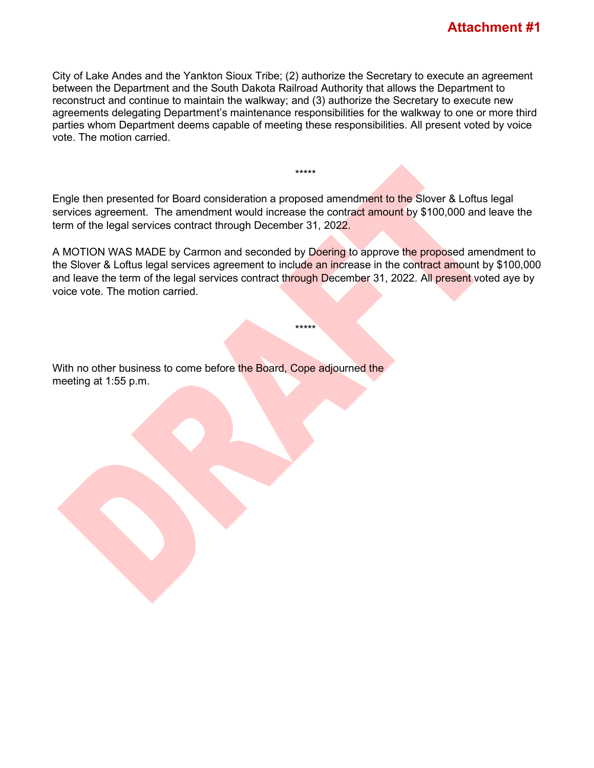**Attachment #1**

City of Lake Andes and the Yankton Sioux Tribe; (2) authorize the Secretary to execute an agreement between the Department and the South Dakota Railroad Authority that allows the Department to reconstruct and continue to maintain the walkway; and (3) authorize the Secretary to execute new agreements delegating Department's maintenance responsibilities for the walkway to one or more third parties whom Department deems capable of meeting these responsibilities. All present voted by voice vote. The motion carried.

*****

Engle then presented for Board consideration a proposed amendment to the Slover & Loftus legal services agreement. The amendment would increase the contract amount by $100,000 and leave the term of the legal services contract through December 31, 2022.

A MOTION WAS MADE by Carmon and seconded by Doering to approve the proposed amendment to the Slover & Loftus legal services agreement to include an increase in the contract amount by $100,000 and leave the term of the legal services contract through December 31, 2022. All present voted aye by voice vote. The motion carried.

*****

With no other business to come before the Board, Cope adjourned the meeting at 1:55 p.m.

DRAFT